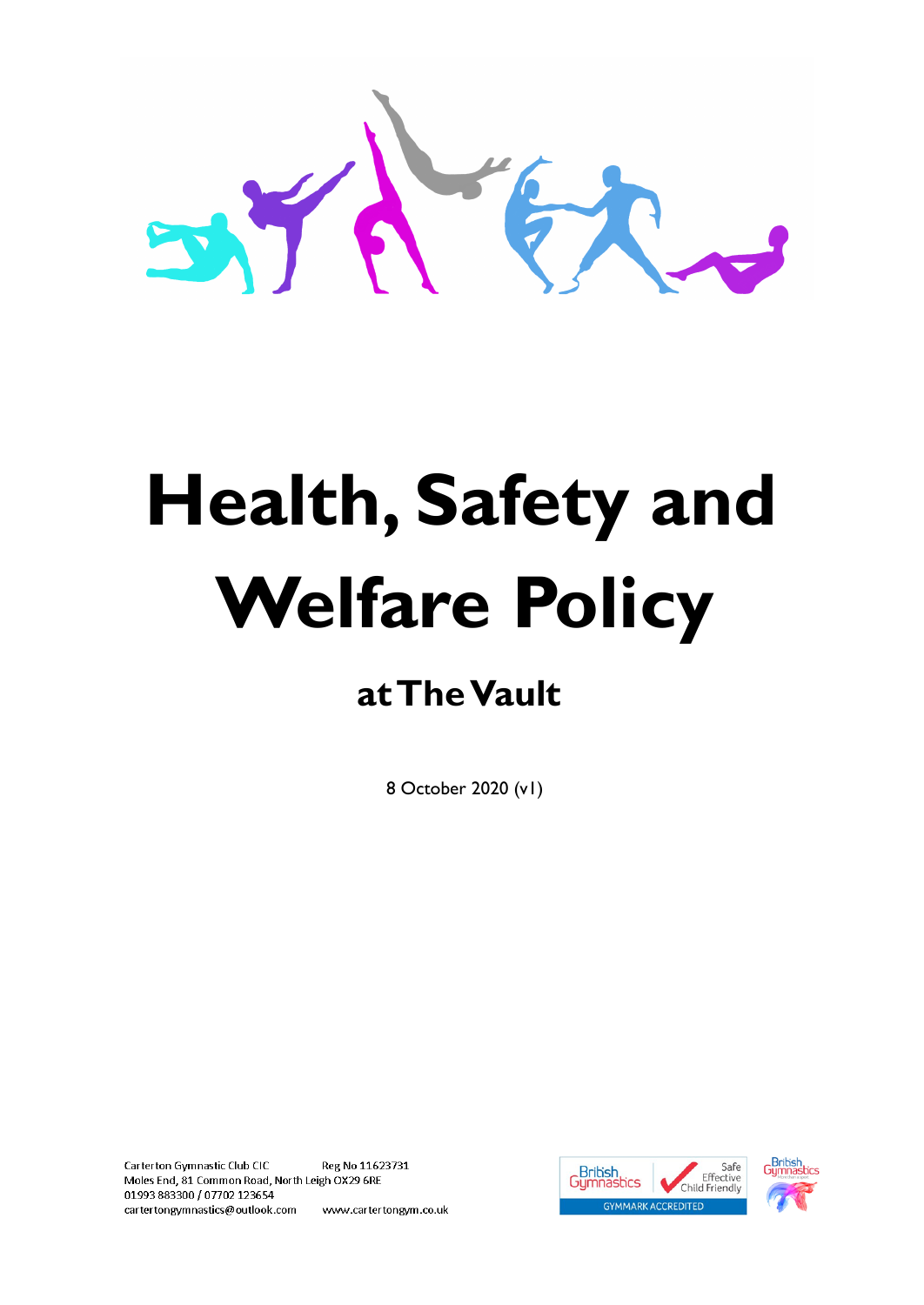# Health, Safety and Welfare Policy

## at The Vault

8 October 2020 (v1)

Carterton Gymnastic Club CIC Reg No 11623731
Moles End, 81 Common Road, North Leigh OX29 6RE
01993 883300 / 07702 123654
cartertongymnastics@outlook.com www.cartertongym.co.uk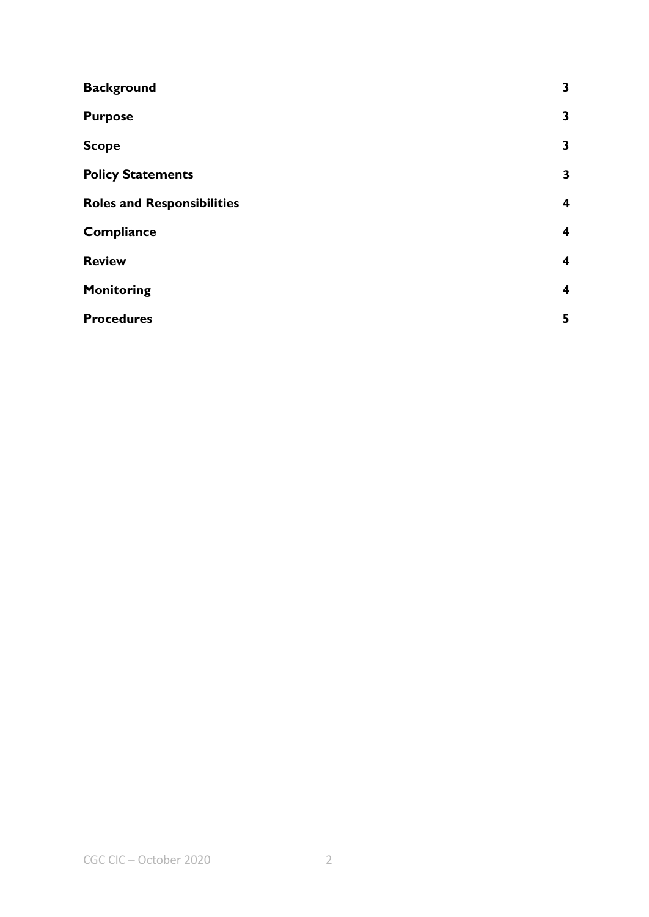| | |
|---|---|
| **Background** | **3** |
| **Purpose** | **3** |
| **Scope** | **3** |
| **Policy Statements** | **3** |
| **Roles and Responsibilities** | **4** |
| **Compliance** | **4** |
| **Review** | **4** |
| **Monitoring** | **4** |
| **Procedures** | **5** |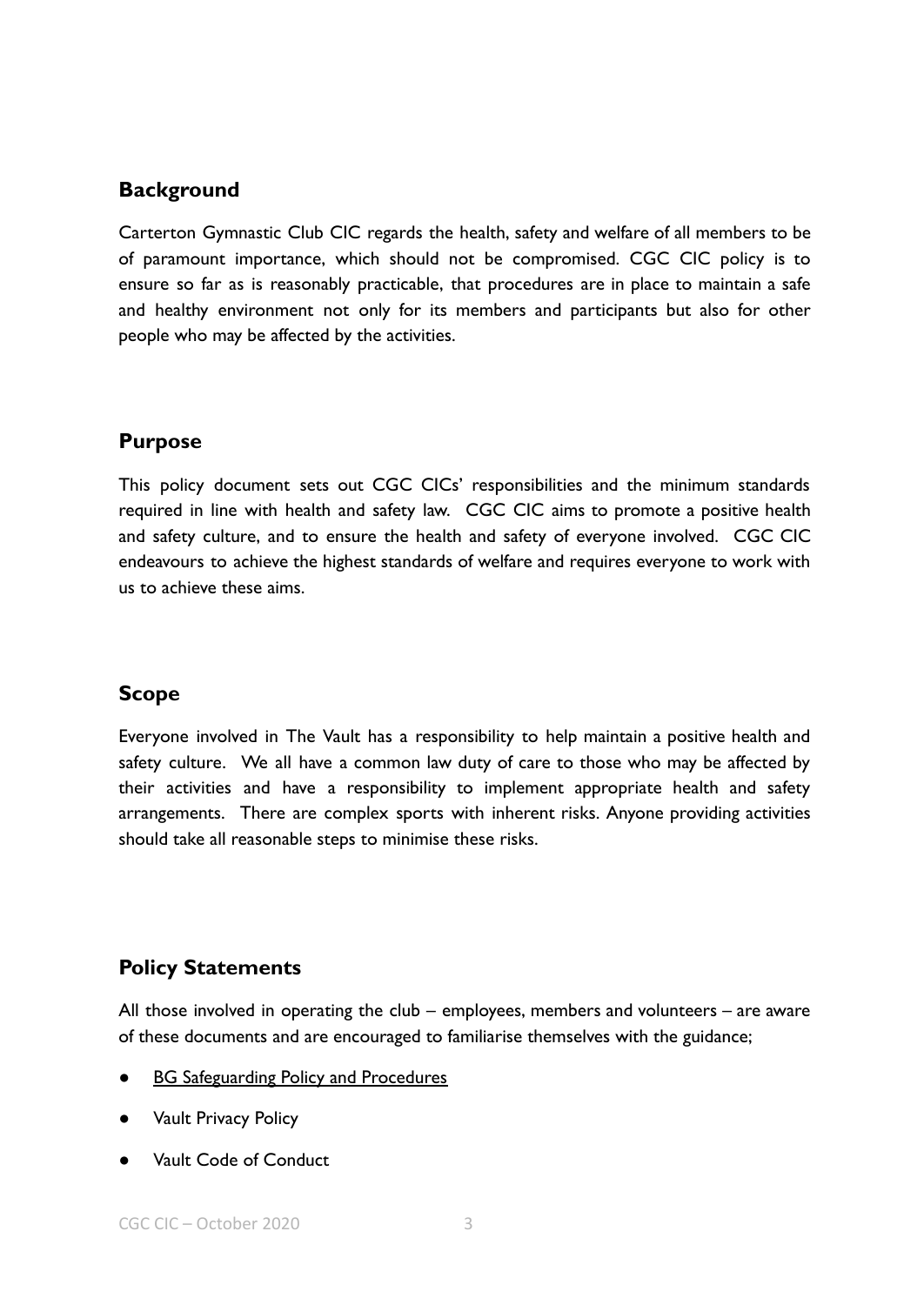## Background

Carterton Gymnastic Club CIC regards the health, safety and welfare of all members to be of paramount importance, which should not be compromised. CGC CIC policy is to ensure so far as is reasonably practicable, that procedures are in place to maintain a safe and healthy environment not only for its members and participants but also for other people who may be affected by the activities.

## Purpose

This policy document sets out CGC CICs' responsibilities and the minimum standards required in line with health and safety law. CGC CIC aims to promote a positive health and safety culture, and to ensure the health and safety of everyone involved. CGC CIC endeavours to achieve the highest standards of welfare and requires everyone to work with us to achieve these aims.

## Scope

Everyone involved in The Vault has a responsibility to help maintain a positive health and safety culture. We all have a common law duty of care to those who may be affected by their activities and have a responsibility to implement appropriate health and safety arrangements. There are complex sports with inherent risks. Anyone providing activities should take all reasonable steps to minimise these risks.

## Policy Statements

All those involved in operating the club – employees, members and volunteers – are aware of these documents and are encouraged to familiarise themselves with the guidance;

- BG Safeguarding Policy and Procedures
- Vault Privacy Policy
- Vault Code of Conduct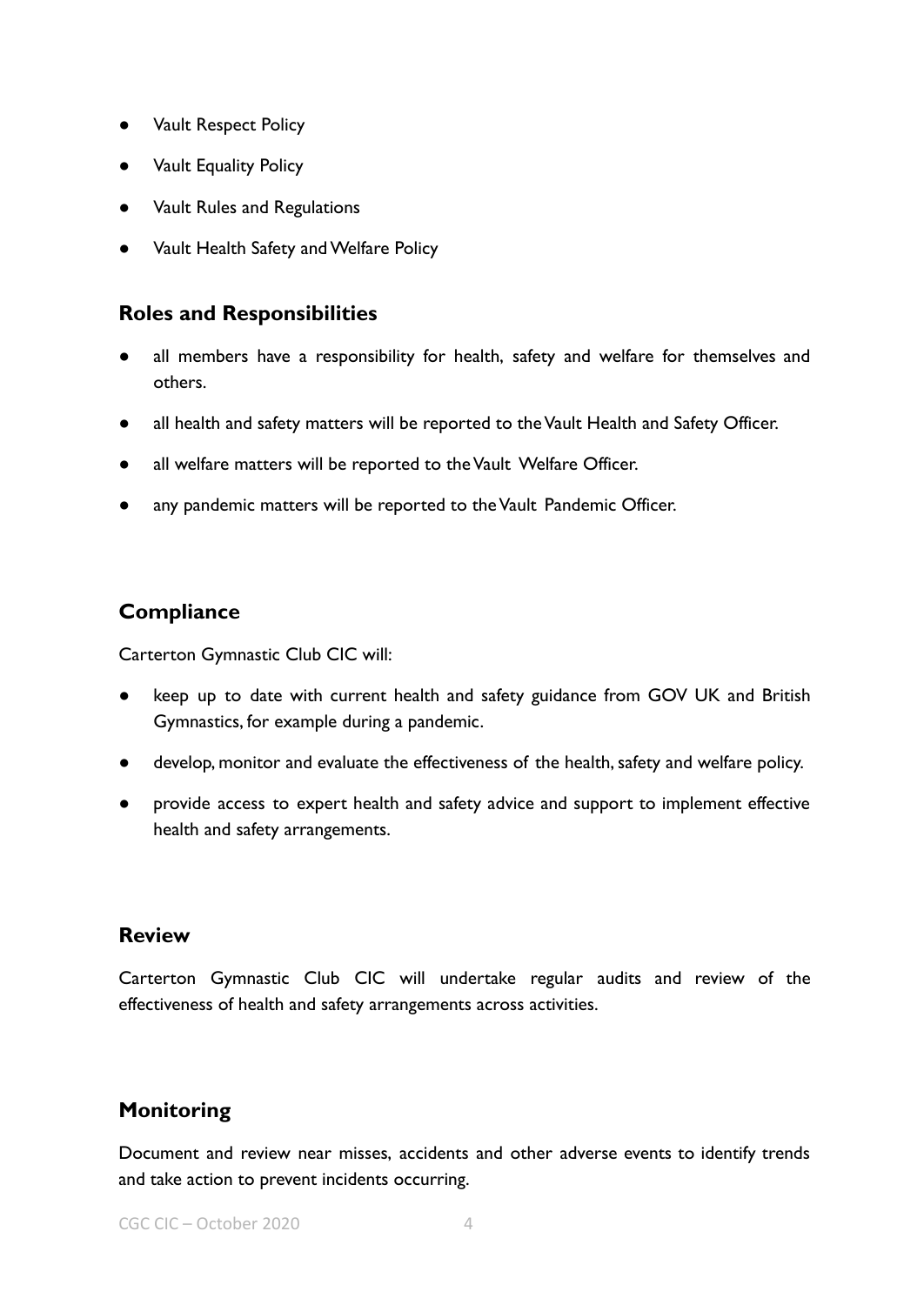- Vault Respect Policy
- Vault Equality Policy
- Vault Rules and Regulations
- Vault Health Safety and Welfare Policy

## Roles and Responsibilities

- all members have a responsibility for health, safety and welfare for themselves and others.
- all health and safety matters will be reported to the Vault Health and Safety Officer.
- all welfare matters will be reported to the Vault Welfare Officer.
- any pandemic matters will be reported to the Vault Pandemic Officer.

## Compliance

Carterton Gymnastic Club CIC will:

- keep up to date with current health and safety guidance from GOV UK and British Gymnastics, for example during a pandemic.
- develop, monitor and evaluate the effectiveness of the health, safety and welfare policy.
- provide access to expert health and safety advice and support to implement effective health and safety arrangements.

## Review

Carterton Gymnastic Club CIC will undertake regular audits and review of the effectiveness of health and safety arrangements across activities.

## Monitoring

Document and review near misses, accidents and other adverse events to identify trends and take action to prevent incidents occurring.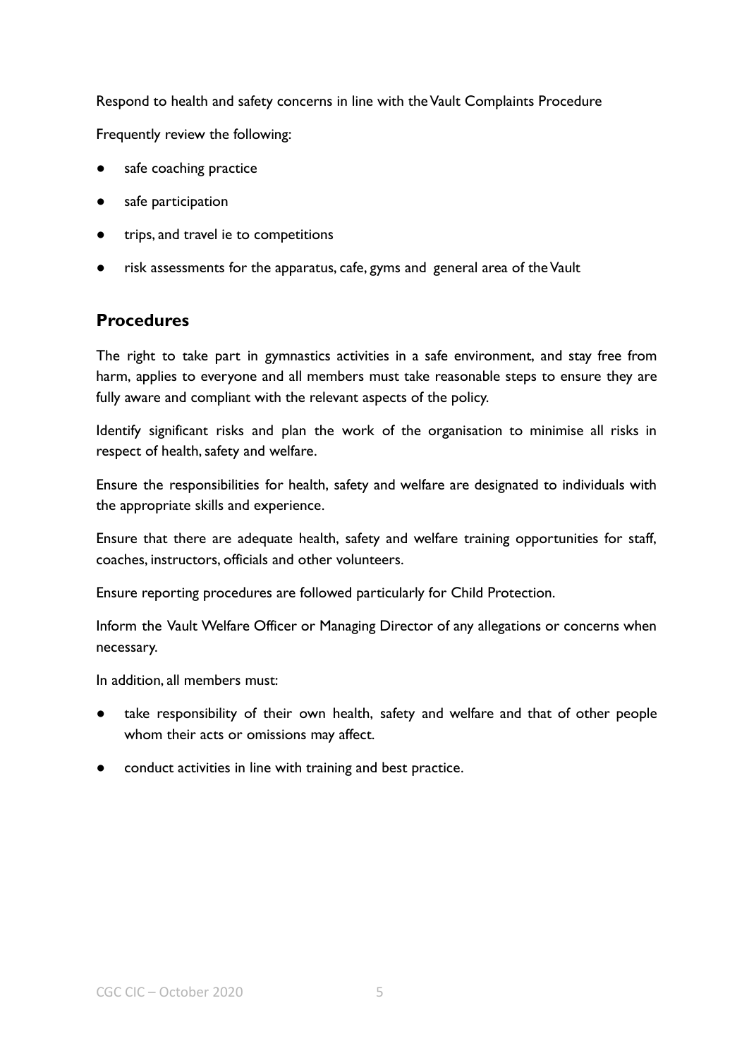Respond to health and safety concerns in line with the Vault Complaints Procedure

Frequently review the following:

- safe coaching practice
- safe participation
- trips, and travel ie to competitions
- risk assessments for the apparatus, cafe, gyms and general area of the Vault

## Procedures

The right to take part in gymnastics activities in a safe environment, and stay free from harm, applies to everyone and all members must take reasonable steps to ensure they are fully aware and compliant with the relevant aspects of the policy.

Identify significant risks and plan the work of the organisation to minimise all risks in respect of health, safety and welfare.

Ensure the responsibilities for health, safety and welfare are designated to individuals with the appropriate skills and experience.

Ensure that there are adequate health, safety and welfare training opportunities for staff, coaches, instructors, officials and other volunteers.

Ensure reporting procedures are followed particularly for Child Protection.

Inform the Vault Welfare Officer or Managing Director of any allegations or concerns when necessary.

In addition, all members must:

- take responsibility of their own health, safety and welfare and that of other people whom their acts or omissions may affect.
- conduct activities in line with training and best practice.